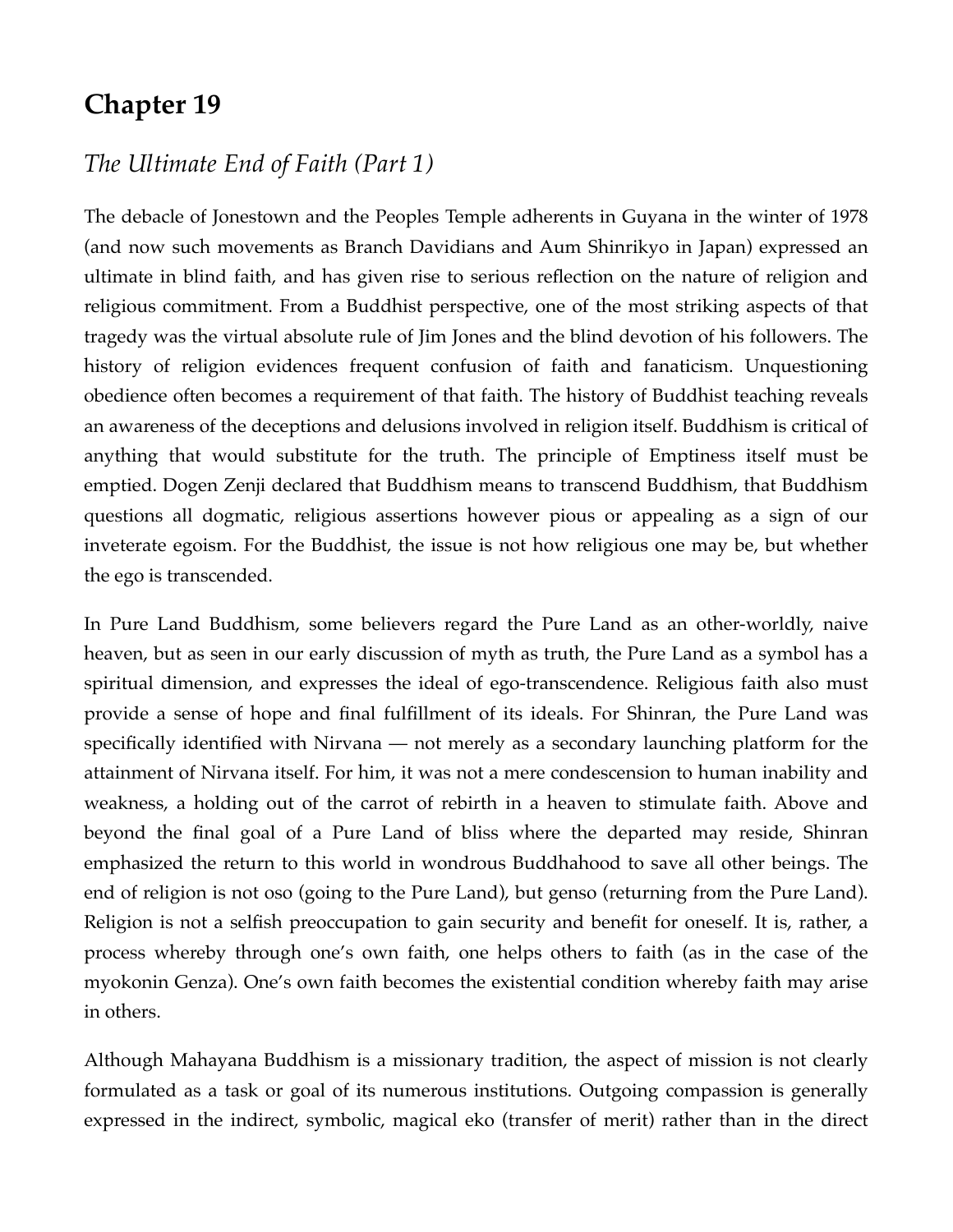# Chapter 19

## *The Ultimate End of Faith (Part 1)*

The debacle of Jonestown and the Peoples Temple adherents in Guyana in the winter of 1978 (and now such movements as Branch Davidians and Aum Shinrikyo in Japan) expressed an ultimate in blind faith, and has given rise to serious reflection on the nature of religion and religious commitment. From a Buddhist perspective, one of the most striking aspects of that tragedy was the virtual absolute rule of Jim Jones and the blind devotion of his followers. The history of religion evidences frequent confusion of faith and fanaticism. Unquestioning obedience often becomes a requirement of that faith. The history of Buddhist teaching reveals an awareness of the deceptions and delusions involved in religion itself. Buddhism is critical of anything that would substitute for the truth. The principle of Emptiness itself must be emptied. Dogen Zenji declared that Buddhism means to transcend Buddhism, that Buddhism questions all dogmatic, religious assertions however pious or appealing as a sign of our inveterate egoism. For the Buddhist, the issue is not how religious one may be, but whether the ego is transcended.

In Pure Land Buddhism, some believers regard the Pure Land as an other-worldly, naive heaven, but as seen in our early discussion of myth as truth, the Pure Land as a symbol has a spiritual dimension, and expresses the ideal of ego-transcendence. Religious faith also must provide a sense of hope and final fulfillment of its ideals. For Shinran, the Pure Land was specifically identified with Nirvana — not merely as a secondary launching platform for the attainment of Nirvana itself. For him, it was not a mere condescension to human inability and weakness, a holding out of the carrot of rebirth in a heaven to stimulate faith. Above and beyond the final goal of a Pure Land of bliss where the departed may reside, Shinran emphasized the return to this world in wondrous Buddhahood to save all other beings. The end of religion is not oso (going to the Pure Land), but genso (returning from the Pure Land). Religion is not a selfish preoccupation to gain security and benefit for oneself. It is, rather, a process whereby through one's own faith, one helps others to faith (as in the case of the myokonin Genza). One's own faith becomes the existential condition whereby faith may arise in others.

Although Mahayana Buddhism is a missionary tradition, the aspect of mission is not clearly formulated as a task or goal of its numerous institutions. Outgoing compassion is generally expressed in the indirect, symbolic, magical eko (transfer of merit) rather than in the direct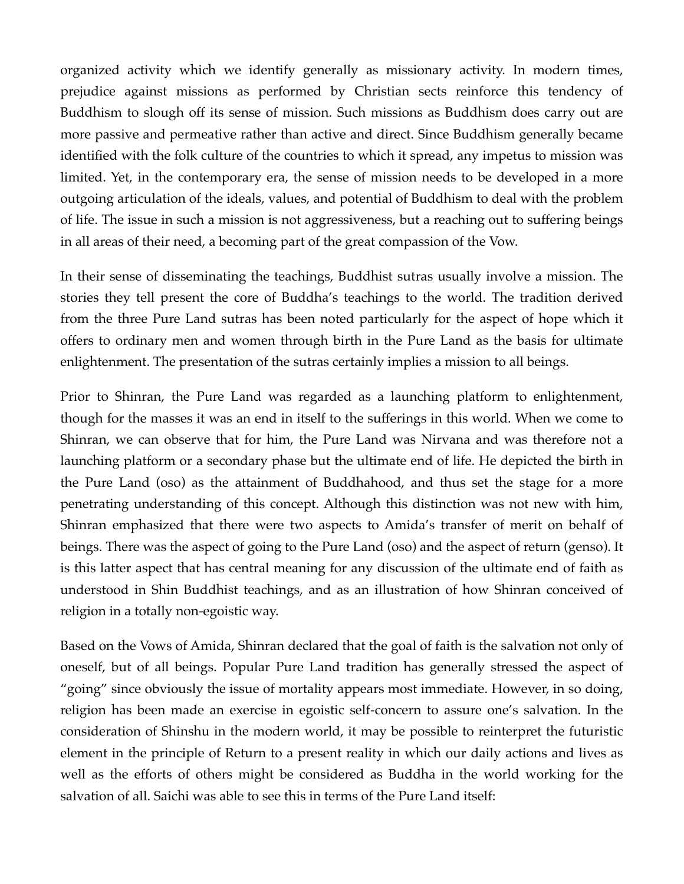organized activity which we identify generally as missionary activity. In modern times, prejudice against missions as performed by Christian sects reinforce this tendency of Buddhism to slough off its sense of mission. Such missions as Buddhism does carry out are more passive and permeative rather than active and direct. Since Buddhism generally became identified with the folk culture of the countries to which it spread, any impetus to mission was limited. Yet, in the contemporary era, the sense of mission needs to be developed in a more outgoing articulation of the ideals, values, and potential of Buddhism to deal with the problem of life. The issue in such a mission is not aggressiveness, but a reaching out to suffering beings in all areas of their need, a becoming part of the great compassion of the Vow.

In their sense of disseminating the teachings, Buddhist sutras usually involve a mission. The stories they tell present the core of Buddha's teachings to the world. The tradition derived from the three Pure Land sutras has been noted particularly for the aspect of hope which it offers to ordinary men and women through birth in the Pure Land as the basis for ultimate enlightenment. The presentation of the sutras certainly implies a mission to all beings.

Prior to Shinran, the Pure Land was regarded as a launching platform to enlightenment, though for the masses it was an end in itself to the sufferings in this world. When we come to Shinran, we can observe that for him, the Pure Land was Nirvana and was therefore not a launching platform or a secondary phase but the ultimate end of life. He depicted the birth in the Pure Land (oso) as the attainment of Buddhahood, and thus set the stage for a more penetrating understanding of this concept. Although this distinction was not new with him, Shinran emphasized that there were two aspects to Amida's transfer of merit on behalf of beings. There was the aspect of going to the Pure Land (oso) and the aspect of return (genso). It is this latter aspect that has central meaning for any discussion of the ultimate end of faith as understood in Shin Buddhist teachings, and as an illustration of how Shinran conceived of religion in a totally non-egoistic way.

Based on the Vows of Amida, Shinran declared that the goal of faith is the salvation not only of oneself, but of all beings. Popular Pure Land tradition has generally stressed the aspect of "going" since obviously the issue of mortality appears most immediate. However, in so doing, religion has been made an exercise in egoistic self-concern to assure one's salvation. In the consideration of Shinshu in the modern world, it may be possible to reinterpret the futuristic element in the principle of Return to a present reality in which our daily actions and lives as well as the efforts of others might be considered as Buddha in the world working for the salvation of all. Saichi was able to see this in terms of the Pure Land itself: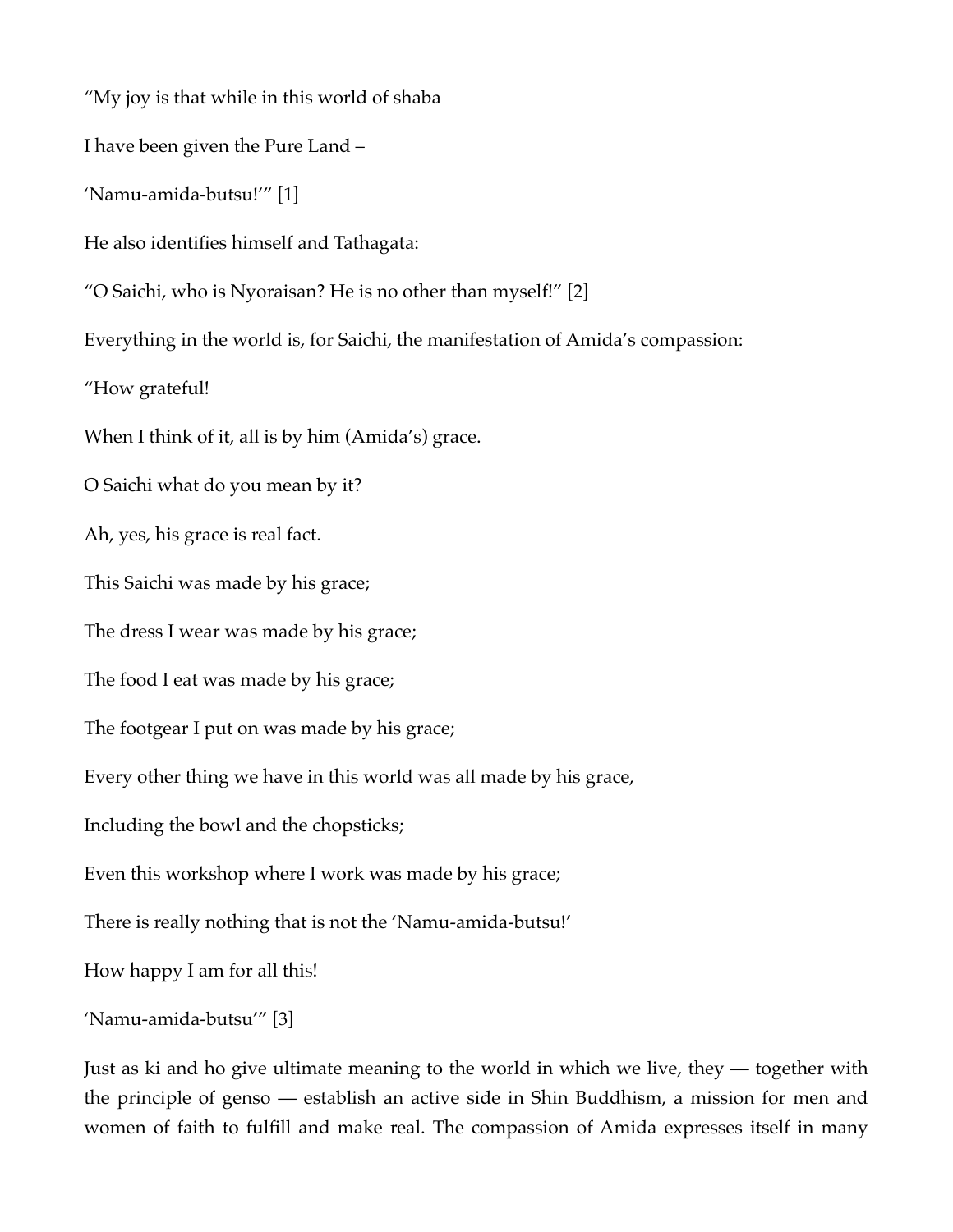"My joy is that while in this world of shaba

I have been given the Pure Land –

'Namu-amida-butsu!'" [1]

He also identifies himself and Tathagata:

"O Saichi, who is Nyoraisan? He is no other than myself!" [2]

Everything in the world is, for Saichi, the manifestation of Amida's compassion:

"How grateful!

When I think of it, all is by him (Amida's) grace.

O Saichi what do you mean by it?

Ah, yes, his grace is real fact.

This Saichi was made by his grace;

The dress I wear was made by his grace;

The food I eat was made by his grace;

The footgear I put on was made by his grace;

Every other thing we have in this world was all made by his grace,

Including the bowl and the chopsticks;

Even this workshop where I work was made by his grace;

There is really nothing that is not the 'Namu-amida-butsu!'

How happy I am for all this!

'Namu-amida-butsu'" [3]

Just as ki and ho give ultimate meaning to the world in which we live, they — together with the principle of genso — establish an active side in Shin Buddhism, a mission for men and women of faith to fulfill and make real. The compassion of Amida expresses itself in many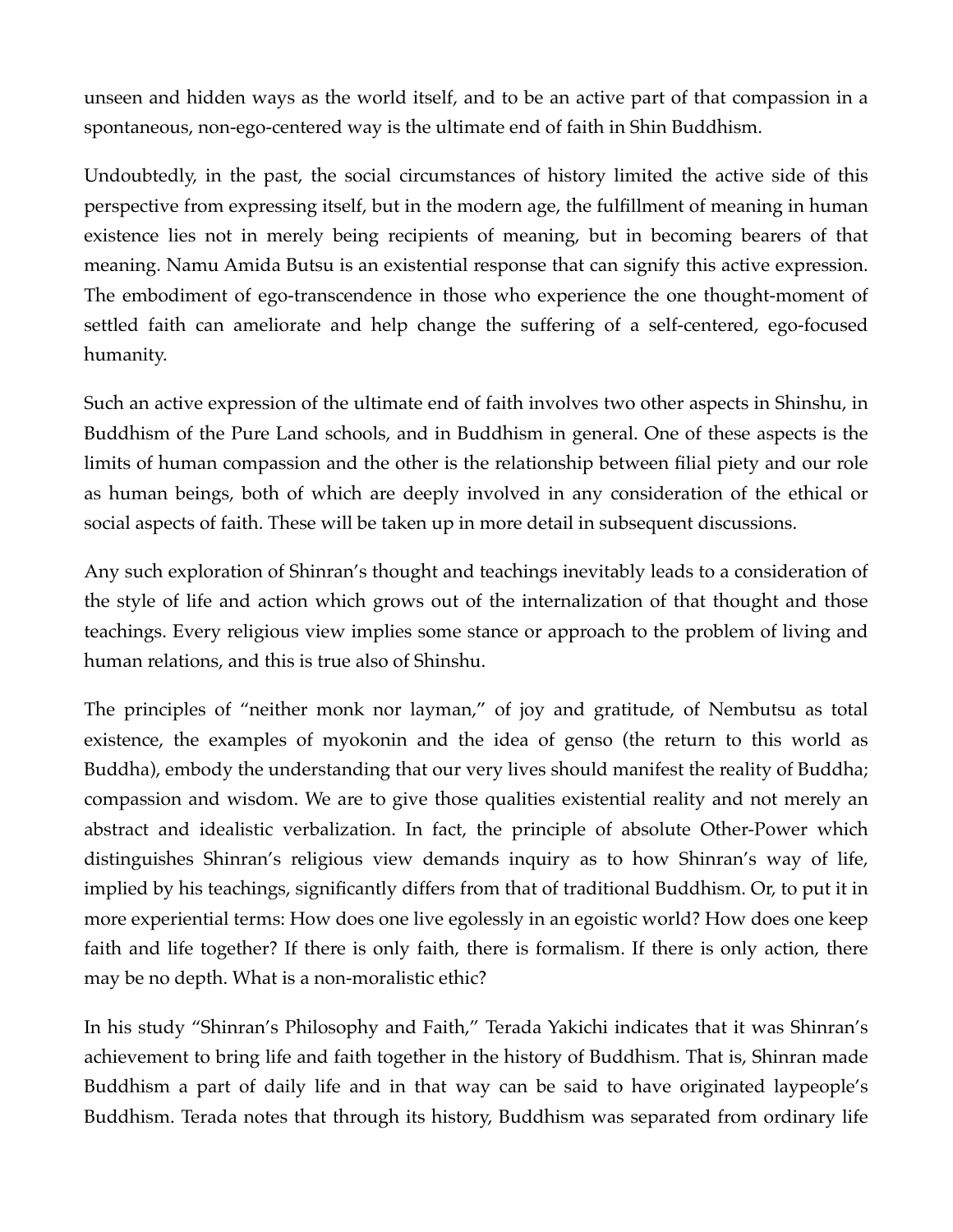unseen and hidden ways as the world itself, and to be an active part of that compassion in a spontaneous, non-ego-centered way is the ultimate end of faith in Shin Buddhism.

Undoubtedly, in the past, the social circumstances of history limited the active side of this perspective from expressing itself, but in the modern age, the fulfillment of meaning in human existence lies not in merely being recipients of meaning, but in becoming bearers of that meaning. Namu Amida Butsu is an existential response that can signify this active expression. The embodiment of ego-transcendence in those who experience the one thought-moment of settled faith can ameliorate and help change the suffering of a self-centered, ego-focused humanity.

Such an active expression of the ultimate end of faith involves two other aspects in Shinshu, in Buddhism of the Pure Land schools, and in Buddhism in general. One of these aspects is the limits of human compassion and the other is the relationship between filial piety and our role as human beings, both of which are deeply involved in any consideration of the ethical or social aspects of faith. These will be taken up in more detail in subsequent discussions.

Any such exploration of Shinran's thought and teachings inevitably leads to a consideration of the style of life and action which grows out of the internalization of that thought and those teachings. Every religious view implies some stance or approach to the problem of living and human relations, and this is true also of Shinshu.

The principles of "neither monk nor layman," of joy and gratitude, of Nembutsu as total existence, the examples of myokonin and the idea of genso (the return to this world as Buddha), embody the understanding that our very lives should manifest the reality of Buddha; compassion and wisdom. We are to give those qualities existential reality and not merely an abstract and idealistic verbalization. In fact, the principle of absolute Other-Power which distinguishes Shinran's religious view demands inquiry as to how Shinran's way of life, implied by his teachings, significantly differs from that of traditional Buddhism. Or, to put it in more experiential terms: How does one live egolessly in an egoistic world? How does one keep faith and life together? If there is only faith, there is formalism. If there is only action, there may be no depth. What is a non-moralistic ethic?

In his study "Shinran's Philosophy and Faith," Terada Yakichi indicates that it was Shinran's achievement to bring life and faith together in the history of Buddhism. That is, Shinran made Buddhism a part of daily life and in that way can be said to have originated laypeople's Buddhism. Terada notes that through its history, Buddhism was separated from ordinary life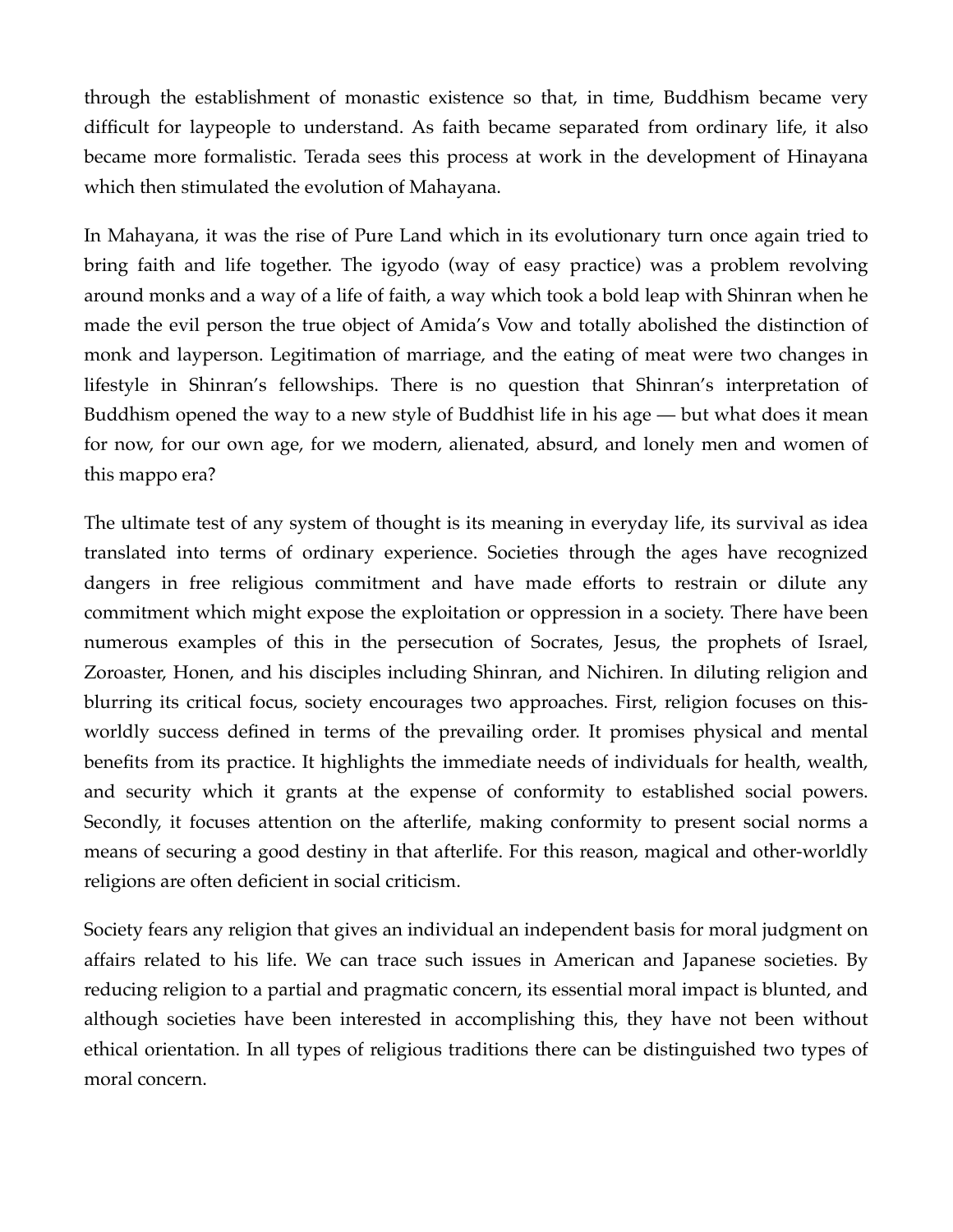through the establishment of monastic existence so that, in time, Buddhism became very difficult for laypeople to understand. As faith became separated from ordinary life, it also became more formalistic. Terada sees this process at work in the development of Hinayana which then stimulated the evolution of Mahayana.

In Mahayana, it was the rise of Pure Land which in its evolutionary turn once again tried to bring faith and life together. The igyodo (way of easy practice) was a problem revolving around monks and a way of a life of faith, a way which took a bold leap with Shinran when he made the evil person the true object of Amida's Vow and totally abolished the distinction of monk and layperson. Legitimation of marriage, and the eating of meat were two changes in lifestyle in Shinran's fellowships. There is no question that Shinran's interpretation of Buddhism opened the way to a new style of Buddhist life in his age — but what does it mean for now, for our own age, for we modern, alienated, absurd, and lonely men and women of this mappo era?

The ultimate test of any system of thought is its meaning in everyday life, its survival as idea translated into terms of ordinary experience. Societies through the ages have recognized dangers in free religious commitment and have made efforts to restrain or dilute any commitment which might expose the exploitation or oppression in a society. There have been numerous examples of this in the persecution of Socrates, Jesus, the prophets of Israel, Zoroaster, Honen, and his disciples including Shinran, and Nichiren. In diluting religion and blurring its critical focus, society encourages two approaches. First, religion focuses on this-worldly success defined in terms of the prevailing order. It promises physical and mental benefits from its practice. It highlights the immediate needs of individuals for health, wealth, and security which it grants at the expense of conformity to established social powers. Secondly, it focuses attention on the afterlife, making conformity to present social norms a means of securing a good destiny in that afterlife. For this reason, magical and other-worldly religions are often deficient in social criticism.

Society fears any religion that gives an individual an independent basis for moral judgment on affairs related to his life. We can trace such issues in American and Japanese societies. By reducing religion to a partial and pragmatic concern, its essential moral impact is blunted, and although societies have been interested in accomplishing this, they have not been without ethical orientation. In all types of religious traditions there can be distinguished two types of moral concern.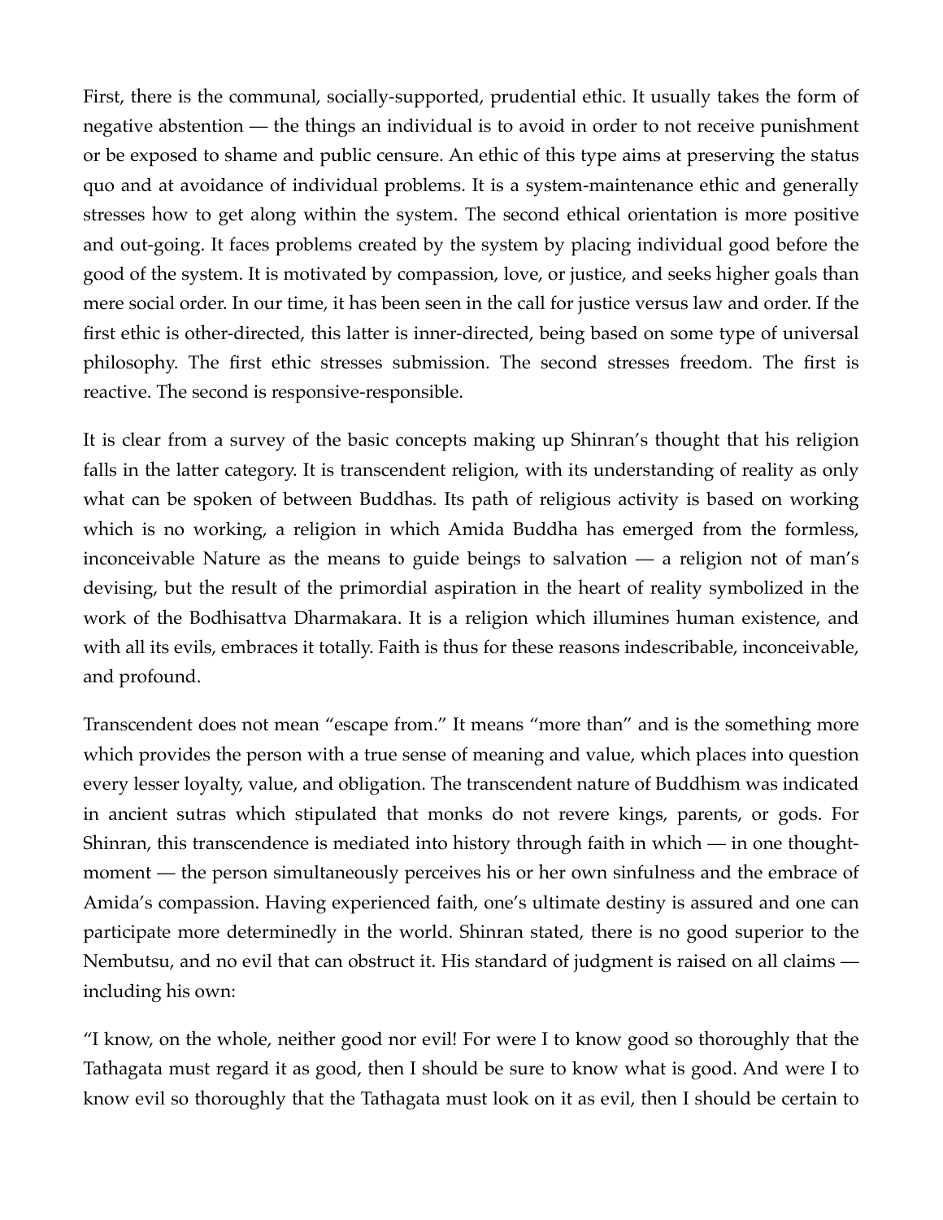First, there is the communal, socially-supported, prudential ethic. It usually takes the form of negative abstention — the things an individual is to avoid in order to not receive punishment or be exposed to shame and public censure. An ethic of this type aims at preserving the status quo and at avoidance of individual problems. It is a system-maintenance ethic and generally stresses how to get along within the system. The second ethical orientation is more positive and out-going. It faces problems created by the system by placing individual good before the good of the system. It is motivated by compassion, love, or justice, and seeks higher goals than mere social order. In our time, it has been seen in the call for justice versus law and order. If the first ethic is other-directed, this latter is inner-directed, being based on some type of universal philosophy. The first ethic stresses submission. The second stresses freedom. The first is reactive. The second is responsive-responsible.

It is clear from a survey of the basic concepts making up Shinran's thought that his religion falls in the latter category. It is transcendent religion, with its understanding of reality as only what can be spoken of between Buddhas. Its path of religious activity is based on working which is no working, a religion in which Amida Buddha has emerged from the formless, inconceivable Nature as the means to guide beings to salvation — a religion not of man's devising, but the result of the primordial aspiration in the heart of reality symbolized in the work of the Bodhisattva Dharmakara. It is a religion which illumines human existence, and with all its evils, embraces it totally. Faith is thus for these reasons indescribable, inconceivable, and profound.

Transcendent does not mean "escape from." It means "more than" and is the something more which provides the person with a true sense of meaning and value, which places into question every lesser loyalty, value, and obligation. The transcendent nature of Buddhism was indicated in ancient sutras which stipulated that monks do not revere kings, parents, or gods. For Shinran, this transcendence is mediated into history through faith in which — in one thought-moment — the person simultaneously perceives his or her own sinfulness and the embrace of Amida's compassion. Having experienced faith, one's ultimate destiny is assured and one can participate more determinedly in the world. Shinran stated, there is no good superior to the Nembutsu, and no evil that can obstruct it. His standard of judgment is raised on all claims — including his own:

"I know, on the whole, neither good nor evil! For were I to know good so thoroughly that the Tathagata must regard it as good, then I should be sure to know what is good. And were I to know evil so thoroughly that the Tathagata must look on it as evil, then I should be certain to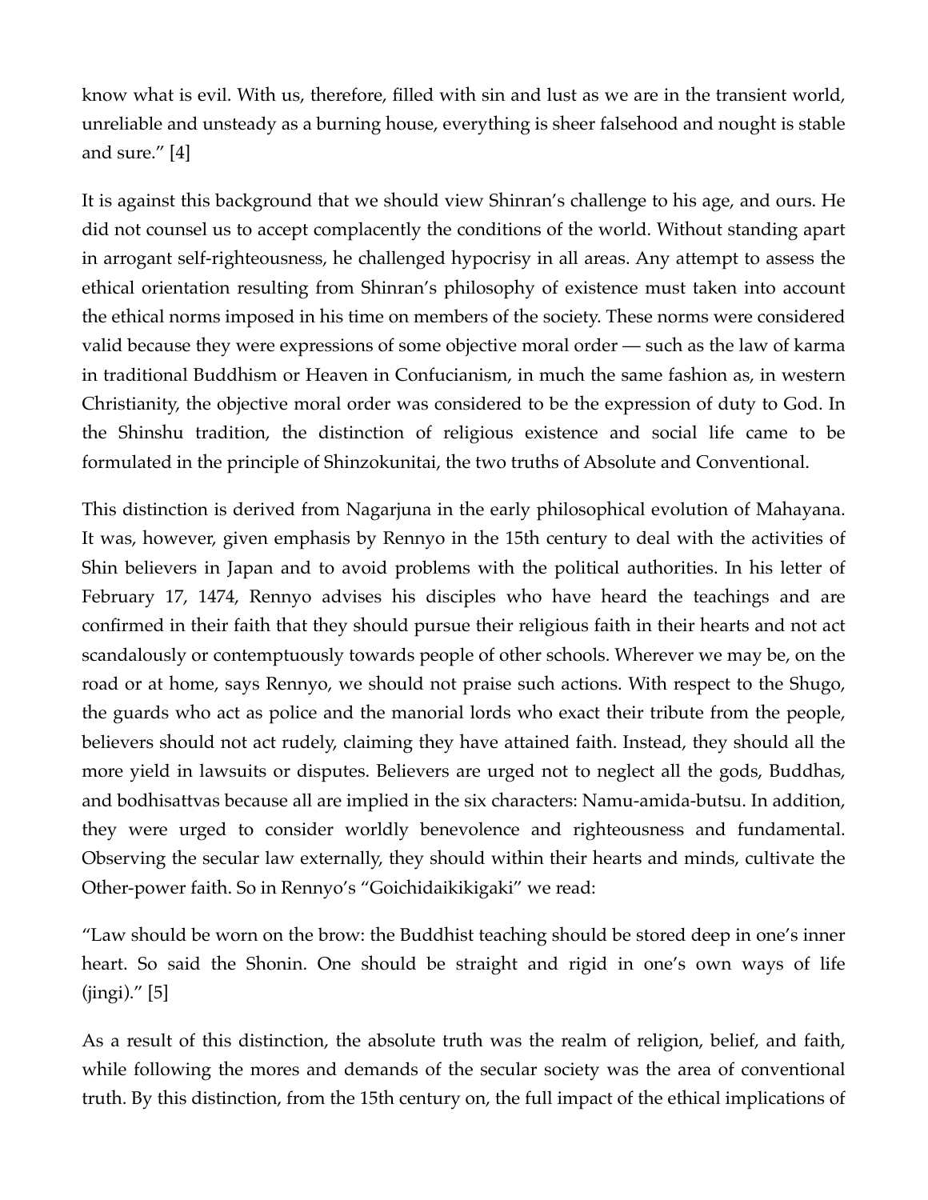know what is evil. With us, therefore, filled with sin and lust as we are in the transient world, unreliable and unsteady as a burning house, everything is sheer falsehood and nought is stable and sure." [4]

It is against this background that we should view Shinran's challenge to his age, and ours. He did not counsel us to accept complacently the conditions of the world. Without standing apart in arrogant self-righteousness, he challenged hypocrisy in all areas. Any attempt to assess the ethical orientation resulting from Shinran's philosophy of existence must taken into account the ethical norms imposed in his time on members of the society. These norms were considered valid because they were expressions of some objective moral order — such as the law of karma in traditional Buddhism or Heaven in Confucianism, in much the same fashion as, in western Christianity, the objective moral order was considered to be the expression of duty to God. In the Shinshu tradition, the distinction of religious existence and social life came to be formulated in the principle of Shinzokunitai, the two truths of Absolute and Conventional.

This distinction is derived from Nagarjuna in the early philosophical evolution of Mahayana. It was, however, given emphasis by Rennyo in the 15th century to deal with the activities of Shin believers in Japan and to avoid problems with the political authorities. In his letter of February 17, 1474, Rennyo advises his disciples who have heard the teachings and are confirmed in their faith that they should pursue their religious faith in their hearts and not act scandalously or contemptuously towards people of other schools. Wherever we may be, on the road or at home, says Rennyo, we should not praise such actions. With respect to the Shugo, the guards who act as police and the manorial lords who exact their tribute from the people, believers should not act rudely, claiming they have attained faith. Instead, they should all the more yield in lawsuits or disputes. Believers are urged not to neglect all the gods, Buddhas, and bodhisattvas because all are implied in the six characters: Namu-amida-butsu. In addition, they were urged to consider worldly benevolence and righteousness and fundamental. Observing the secular law externally, they should within their hearts and minds, cultivate the Other-power faith. So in Rennyo's "Goichidaikikigaki" we read:

"Law should be worn on the brow: the Buddhist teaching should be stored deep in one's inner heart. So said the Shonin. One should be straight and rigid in one's own ways of life (jingi)." [5]

As a result of this distinction, the absolute truth was the realm of religion, belief, and faith, while following the mores and demands of the secular society was the area of conventional truth. By this distinction, from the 15th century on, the full impact of the ethical implications of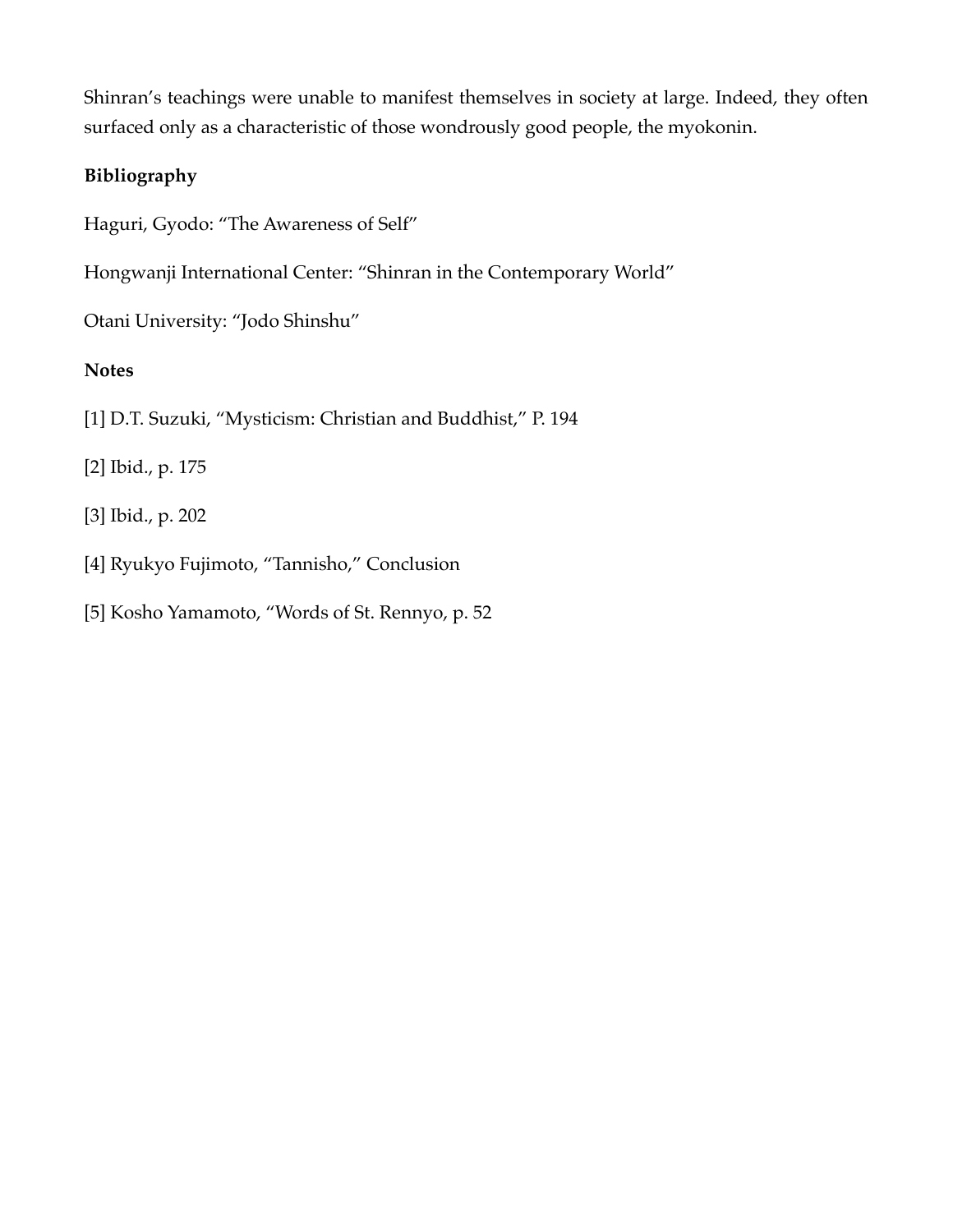Shinran's teachings were unable to manifest themselves in society at large. Indeed, they often surfaced only as a characteristic of those wondrously good people, the myokonin.

**Bibliography**

Haguri, Gyodo: "The Awareness of Self"

Hongwanji International Center: "Shinran in the Contemporary World"

Otani University: "Jodo Shinshu"

**Notes**

[1] D.T. Suzuki, "Mysticism: Christian and Buddhist," P. 194

[2] Ibid., p. 175

[3] Ibid., p. 202

[4] Ryukyo Fujimoto, "Tannisho," Conclusion

[5] Kosho Yamamoto, "Words of St. Rennyo, p. 52